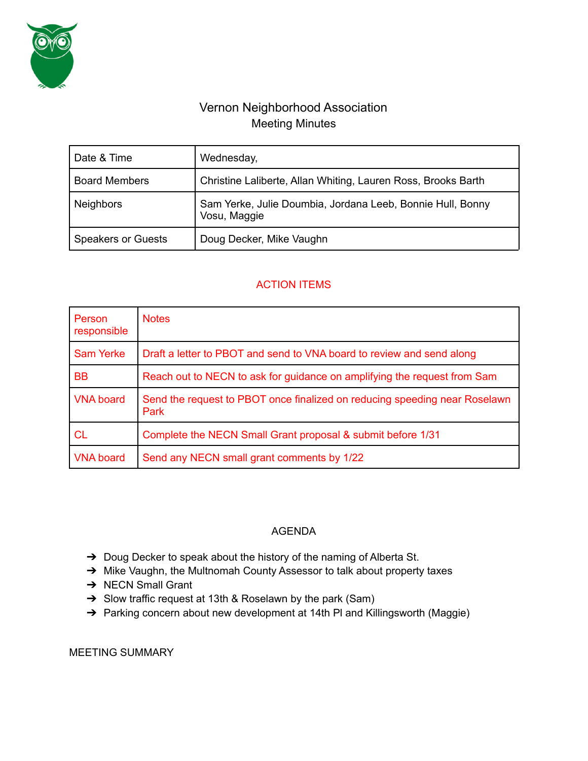# Vernon Neighborhood Association

## Meeting Minutes

| Date & Time | Wednesday, |
| --- | --- |
| Board Members | Christine Laliberte, Allan Whiting, Lauren Ross, Brooks Barth |
| Neighbors | Sam Yerke, Julie Doumbia, Jordana Leeb, Bonnie Hull, Bonny Vosu, Maggie |
| Speakers or Guests | Doug Decker, Mike Vaughn |

## ACTION ITEMS

| Person responsible | Notes |
| --- | --- |
| Sam Yerke | Draft a letter to PBOT and send to VNA board to review and send along |
| BB | Reach out to NECN to ask for guidance on amplifying the request from Sam |
| VNA board | Send the request to PBOT once finalized on reducing speeding near Roselawn Park |
| CL | Complete the NECN Small Grant proposal & submit before 1/31 |
| VNA board | Send any NECN small grant comments by 1/22 |

## AGENDA

- Doug Decker to speak about the history of the naming of Alberta St.
- Mike Vaughn, the Multnomah County Assessor to talk about property taxes
- NECN Small Grant
- Slow traffic request at 13th & Roselawn by the park (Sam)
- Parking concern about new development at 14th Pl and Killingsworth (Maggie)

## MEETING SUMMARY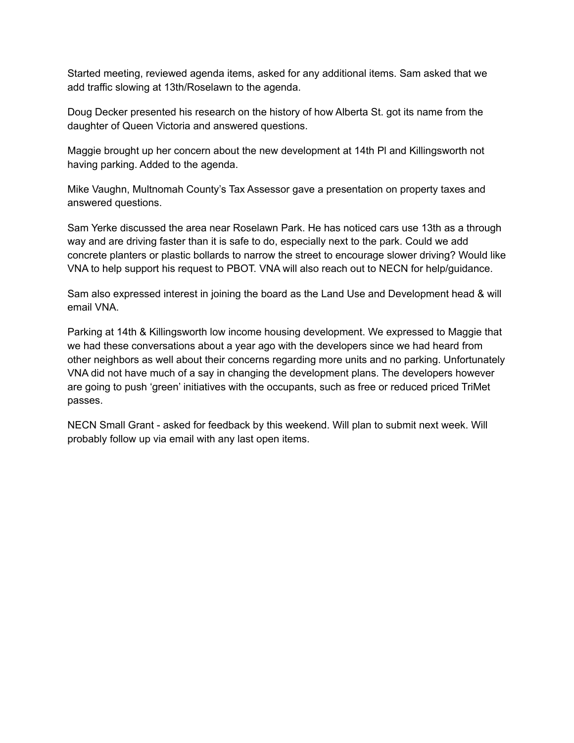Started meeting, reviewed agenda items, asked for any additional items. Sam asked that we add traffic slowing at 13th/Roselawn to the agenda.

Doug Decker presented his research on the history of how Alberta St. got its name from the daughter of Queen Victoria and answered questions.

Maggie brought up her concern about the new development at 14th Pl and Killingsworth not having parking. Added to the agenda.

Mike Vaughn, Multnomah County's Tax Assessor gave a presentation on property taxes and answered questions.

Sam Yerke discussed the area near Roselawn Park. He has noticed cars use 13th as a through way and are driving faster than it is safe to do, especially next to the park. Could we add concrete planters or plastic bollards to narrow the street to encourage slower driving? Would like VNA to help support his request to PBOT. VNA will also reach out to NECN for help/guidance.

Sam also expressed interest in joining the board as the Land Use and Development head & will email VNA.

Parking at 14th & Killingsworth low income housing development. We expressed to Maggie that we had these conversations about a year ago with the developers since we had heard from other neighbors as well about their concerns regarding more units and no parking. Unfortunately VNA did not have much of a say in changing the development plans. The developers however are going to push 'green' initiatives with the occupants, such as free or reduced priced TriMet passes.

NECN Small Grant - asked for feedback by this weekend. Will plan to submit next week. Will probably follow up via email with any last open items.